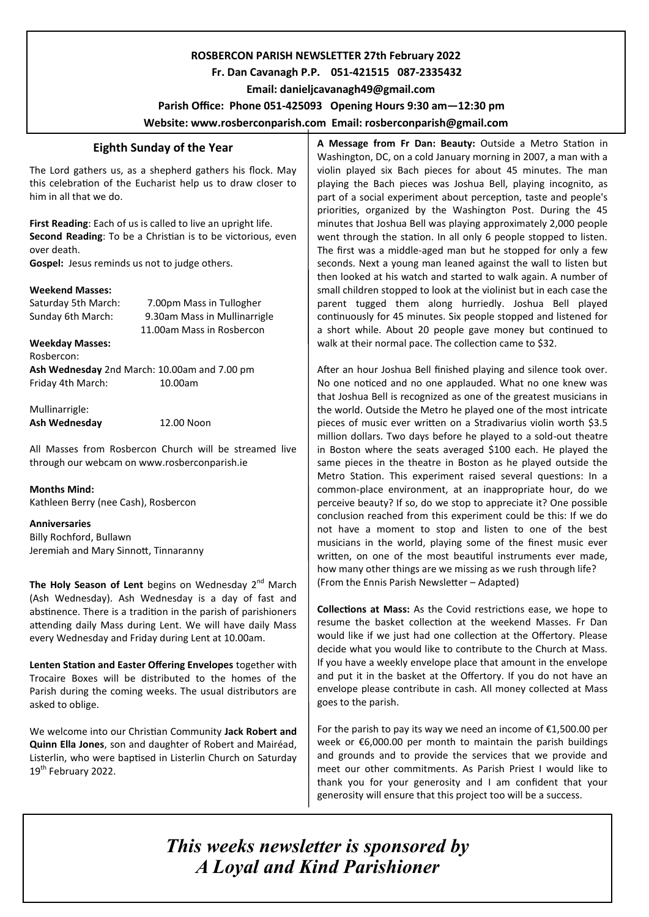**ROSBERCON PARISH NEWSLETTER 27th February 2022**

**Fr. Dan Cavanagh P.P. 051-421515 087-2335432**

**Email: danieljcavanagh49@gmail.com**

**Parish Office: Phone 051-425093 Opening Hours 9:30 am—12:30 pm**

**Website: www.rosberconparish.com Email: rosberconparish@gmail.com**

## Eighth Sunday of the Year

The Lord gathers us, as a shepherd gathers his flock. May this celebration of the Eucharist help us to draw closer to him in all that we do.

**First Reading**: Each of us is called to live an upright life.
**Second Reading**: To be a Christian is to be victorious, even over death.
**Gospel:** Jesus reminds us not to judge others.

**Weekend Masses:**

Saturday 5th March: 7.00pm Mass in Tullogher
Sunday 6th March: 9.30am Mass in Mullinarrigle
11.00am Mass in Rosbercon

**Weekday Masses:**

Rosbercon:
**Ash Wednesday** 2nd March: 10.00am and 7.00 pm
Friday 4th March: 10.00am

Mullinarrigle:
**Ash Wednesday** 12.00 Noon

All Masses from Rosbercon Church will be streamed live through our webcam on www.rosberconparish.ie

**Months Mind:**
Kathleen Berry (nee Cash), Rosbercon

**Anniversaries**
Billy Rochford, Bullawn
Jeremiah and Mary Sinnott, Tinnaranny

**The Holy Season of Lent** begins on Wednesday 2nd March (Ash Wednesday). Ash Wednesday is a day of fast and abstinence. There is a tradition in the parish of parishioners attending daily Mass during Lent. We will have daily Mass every Wednesday and Friday during Lent at 10.00am.

**Lenten Station and Easter Offering Envelopes** together with Trocaire Boxes will be distributed to the homes of the Parish during the coming weeks. The usual distributors are asked to oblige.

We welcome into our Christian Community **Jack Robert and Quinn Ella Jones**, son and daughter of Robert and Mairéad, Listerlin, who were baptised in Listerlin Church on Saturday 19th February 2022.

**A Message from Fr Dan: Beauty:** Outside a Metro Station in Washington, DC, on a cold January morning in 2007, a man with a violin played six Bach pieces for about 45 minutes. The man playing the Bach pieces was Joshua Bell, playing incognito, as part of a social experiment about perception, taste and people's priorities, organized by the Washington Post. During the 45 minutes that Joshua Bell was playing approximately 2,000 people went through the station. In all only 6 people stopped to listen. The first was a middle-aged man but he stopped for only a few seconds. Next a young man leaned against the wall to listen but then looked at his watch and started to walk again. A number of small children stopped to look at the violinist but in each case the parent tugged them along hurriedly. Joshua Bell played continuously for 45 minutes. Six people stopped and listened for a short while. About 20 people gave money but continued to walk at their normal pace. The collection came to $32.

After an hour Joshua Bell finished playing and silence took over. No one noticed and no one applauded. What no one knew was that Joshua Bell is recognized as one of the greatest musicians in the world. Outside the Metro he played one of the most intricate pieces of music ever written on a Stradivarius violin worth $3.5 million dollars. Two days before he played to a sold-out theatre in Boston where the seats averaged $100 each. He played the same pieces in the theatre in Boston as he played outside the Metro Station. This experiment raised several questions: In a common-place environment, at an inappropriate hour, do we perceive beauty? If so, do we stop to appreciate it? One possible conclusion reached from this experiment could be this: If we do not have a moment to stop and listen to one of the best musicians in the world, playing some of the finest music ever written, on one of the most beautiful instruments ever made, how many other things are we missing as we rush through life? (From the Ennis Parish Newsletter – Adapted)

**Collections at Mass:** As the Covid restrictions ease, we hope to resume the basket collection at the weekend Masses. Fr Dan would like if we just had one collection at the Offertory. Please decide what you would like to contribute to the Church at Mass. If you have a weekly envelope place that amount in the envelope and put it in the basket at the Offertory. If you do not have an envelope please contribute in cash. All money collected at Mass goes to the parish.

For the parish to pay its way we need an income of €1,500.00 per week or €6,000.00 per month to maintain the parish buildings and grounds and to provide the services that we provide and meet our other commitments. As Parish Priest I would like to thank you for your generosity and I am confident that your generosity will ensure that this project too will be a success.

***This weeks newsletter is sponsored by A Loyal and Kind Parishioner***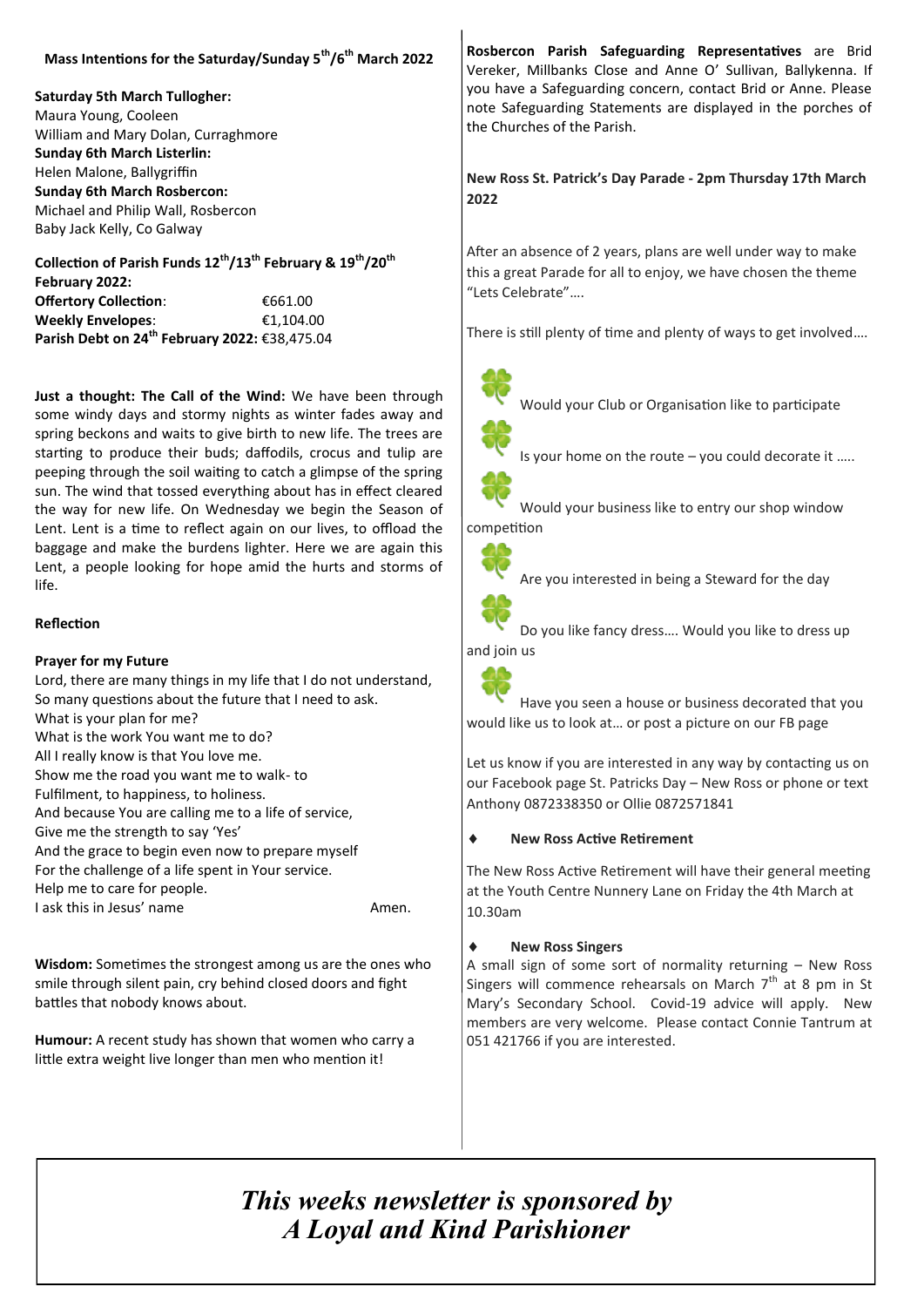**Mass Intentions for the Saturday/Sunday 5th/6th March 2022**

**Saturday 5th March Tullogher:**
Maura Young, Cooleen
William and Mary Dolan, Curraghmore
**Sunday 6th March Listerlin:**
Helen Malone, Ballygriffin
**Sunday 6th March Rosbercon:**
Michael and Philip Wall, Rosbercon
Baby Jack Kelly, Co Galway

**Collection of Parish Funds 12th/13th February & 19th/20th February 2022:**
**Offertory Collection**: €661.00
**Weekly Envelopes**: €1,104.00
**Parish Debt on 24th February 2022:** €38,475.04

**Just a thought: The Call of the Wind:** We have been through some windy days and stormy nights as winter fades away and spring beckons and waits to give birth to new life. The trees are starting to produce their buds; daffodils, crocus and tulip are peeping through the soil waiting to catch a glimpse of the spring sun. The wind that tossed everything about has in effect cleared the way for new life. On Wednesday we begin the Season of Lent. Lent is a time to reflect again on our lives, to offload the baggage and make the burdens lighter. Here we are again this Lent, a people looking for hope amid the hurts and storms of life.

**Reflection**

**Prayer for my Future**
Lord, there are many things in my life that I do not understand,
So many questions about the future that I need to ask.
What is your plan for me?
What is the work You want me to do?
All I really know is that You love me.
Show me the road you want me to walk- to
Fulfilment, to happiness, to holiness.
And because You are calling me to a life of service,
Give me the strength to say 'Yes'
And the grace to begin even now to prepare myself
For the challenge of a life spent in Your service.
Help me to care for people.
I ask this in Jesus' name Amen.

**Wisdom:** Sometimes the strongest among us are the ones who smile through silent pain, cry behind closed doors and fight battles that nobody knows about.

**Humour:** A recent study has shown that women who carry a little extra weight live longer than men who mention it!

**Rosbercon Parish Safeguarding Representatives** are Brid Vereker, Millbanks Close and Anne O' Sullivan, Ballykenna. If you have a Safeguarding concern, contact Brid or Anne. Please note Safeguarding Statements are displayed in the porches of the Churches of the Parish.

**New Ross St. Patrick's Day Parade - 2pm Thursday 17th March 2022**

After an absence of 2 years, plans are well under way to make this a great Parade for all to enjoy, we have chosen the theme "Lets Celebrate"….

There is still plenty of time and plenty of ways to get involved….

- Would your Club or Organisation like to participate
- Is your home on the route – you could decorate it …..
- Would your business like to entry our shop window competition
- Are you interested in being a Steward for the day
- Do you like fancy dress…. Would you like to dress up and join us
- Have you seen a house or business decorated that you would like us to look at… or post a picture on our FB page

Let us know if you are interested in any way by contacting us on our Facebook page St. Patricks Day – New Ross or phone or text Anthony 0872338350 or Ollie 0872571841

- **New Ross Active Retirement**

The New Ross Active Retirement will have their general meeting at the Youth Centre Nunnery Lane on Friday the 4th March at 10.30am

- **New Ross Singers**

A small sign of some sort of normality returning – New Ross Singers will commence rehearsals on March 7th at 8 pm in St Mary's Secondary School. Covid-19 advice will apply. New members are very welcome. Please contact Connie Tantrum at 051 421766 if you are interested.

*This weeks newsletter is sponsored by*
*A Loyal and Kind Parishioner*